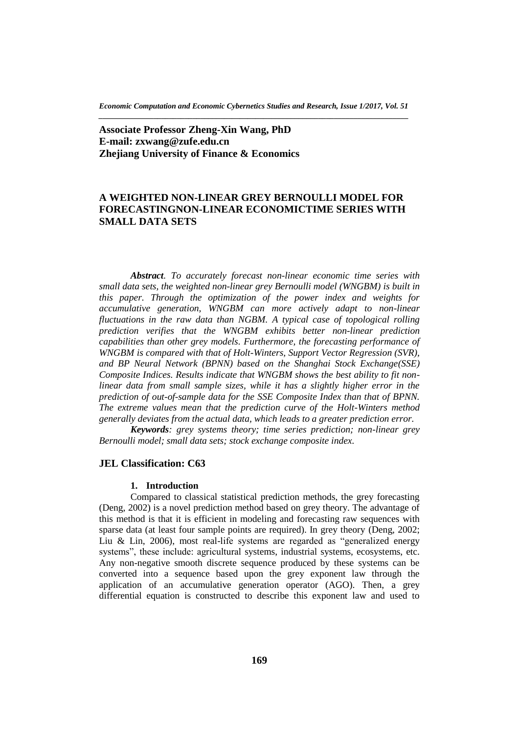**Associate Professor Zheng-Xin Wang, PhD**
**E-mail: zxwang@zufe.edu.cn**
**Zhejiang University of Finance & Economics**

# A WEIGHTED NON-LINEAR GREY BERNOULLI MODEL FOR FORECASTINGNON-LINEAR ECONOMICTIME SERIES WITH SMALL DATA SETS

***Abstract****. To accurately forecast non-linear economic time series with small data sets, the weighted non-linear grey Bernoulli model (WNGBM) is built in this paper. Through the optimization of the power index and weights for accumulative generation, WNGBM can more actively adapt to non-linear fluctuations in the raw data than NGBM. A typical case of topological rolling prediction verifies that the WNGBM exhibits better non-linear prediction capabilities than other grey models. Furthermore, the forecasting performance of WNGBM is compared with that of Holt-Winters, Support Vector Regression (SVR), and BP Neural Network (BPNN) based on the Shanghai Stock Exchange(SSE) Composite Indices. Results indicate that WNGBM shows the best ability to fit non-linear data from small sample sizes, while it has a slightly higher error in the prediction of out-of-sample data for the SSE Composite Index than that of BPNN. The extreme values mean that the prediction curve of the Holt-Winters method generally deviates from the actual data, which leads to a greater prediction error.*

***Keywords****: grey systems theory; time series prediction; non-linear grey Bernoulli model; small data sets; stock exchange composite index.*

**JEL Classification: C63**

## 1. Introduction

Compared to classical statistical prediction methods, the grey forecasting (Deng, 2002) is a novel prediction method based on grey theory. The advantage of this method is that it is efficient in modeling and forecasting raw sequences with sparse data (at least four sample points are required). In grey theory (Deng, 2002; Liu & Lin, 2006), most real-life systems are regarded as "generalized energy systems", these include: agricultural systems, industrial systems, ecosystems, etc. Any non-negative smooth discrete sequence produced by these systems can be converted into a sequence based upon the grey exponent law through the application of an accumulative generation operator (AGO). Then, a grey differential equation is constructed to describe this exponent law and used to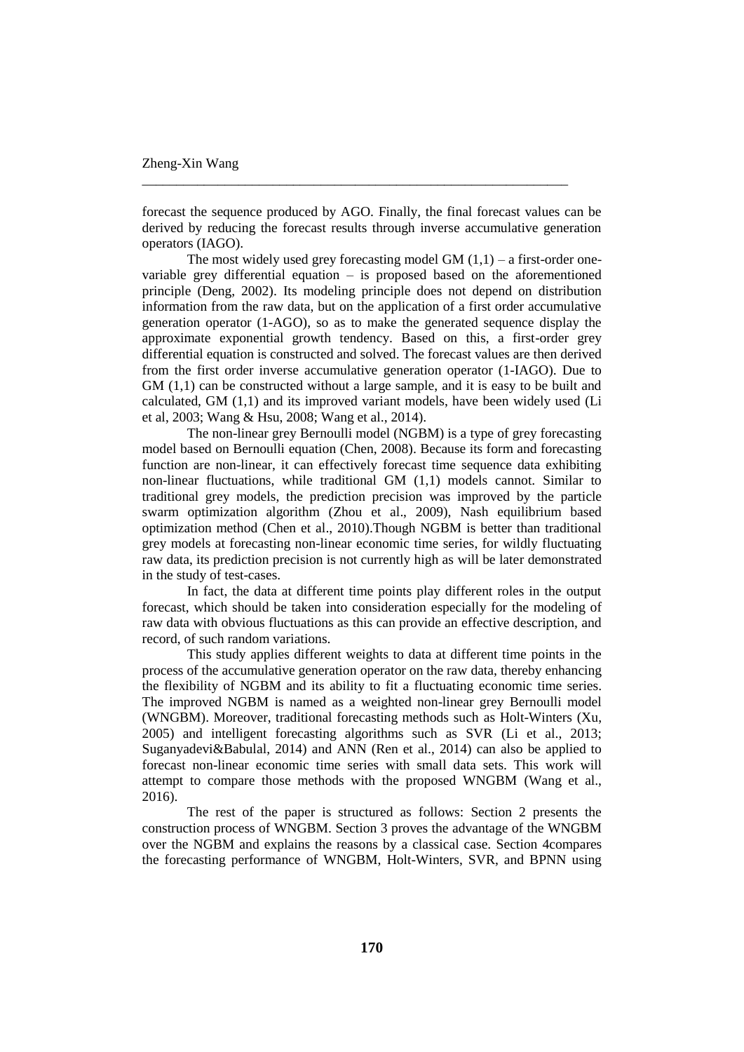forecast the sequence produced by AGO. Finally, the final forecast values can be derived by reducing the forecast results through inverse accumulative generation operators (IAGO).

The most widely used grey forecasting model GM (1,1) – a first-order one-variable grey differential equation – is proposed based on the aforementioned principle (Deng, 2002). Its modeling principle does not depend on distribution information from the raw data, but on the application of a first order accumulative generation operator (1-AGO), so as to make the generated sequence display the approximate exponential growth tendency. Based on this, a first-order grey differential equation is constructed and solved. The forecast values are then derived from the first order inverse accumulative generation operator (1-IAGO). Due to GM (1,1) can be constructed without a large sample, and it is easy to be built and calculated, GM (1,1) and its improved variant models, have been widely used (Li et al, 2003; Wang & Hsu, 2008; Wang et al., 2014).

The non-linear grey Bernoulli model (NGBM) is a type of grey forecasting model based on Bernoulli equation (Chen, 2008). Because its form and forecasting function are non-linear, it can effectively forecast time sequence data exhibiting non-linear fluctuations, while traditional GM (1,1) models cannot. Similar to traditional grey models, the prediction precision was improved by the particle swarm optimization algorithm (Zhou et al., 2009), Nash equilibrium based optimization method (Chen et al., 2010).Though NGBM is better than traditional grey models at forecasting non-linear economic time series, for wildly fluctuating raw data, its prediction precision is not currently high as will be later demonstrated in the study of test-cases.

In fact, the data at different time points play different roles in the output forecast, which should be taken into consideration especially for the modeling of raw data with obvious fluctuations as this can provide an effective description, and record, of such random variations.

This study applies different weights to data at different time points in the process of the accumulative generation operator on the raw data, thereby enhancing the flexibility of NGBM and its ability to fit a fluctuating economic time series. The improved NGBM is named as a weighted non-linear grey Bernoulli model (WNGBM). Moreover, traditional forecasting methods such as Holt-Winters (Xu, 2005) and intelligent forecasting algorithms such as SVR (Li et al., 2013; Suganyadevi&Babulal, 2014) and ANN (Ren et al., 2014) can also be applied to forecast non-linear economic time series with small data sets. This work will attempt to compare those methods with the proposed WNGBM (Wang et al., 2016).

The rest of the paper is structured as follows: Section 2 presents the construction process of WNGBM. Section 3 proves the advantage of the WNGBM over the NGBM and explains the reasons by a classical case. Section 4compares the forecasting performance of WNGBM, Holt-Winters, SVR, and BPNN using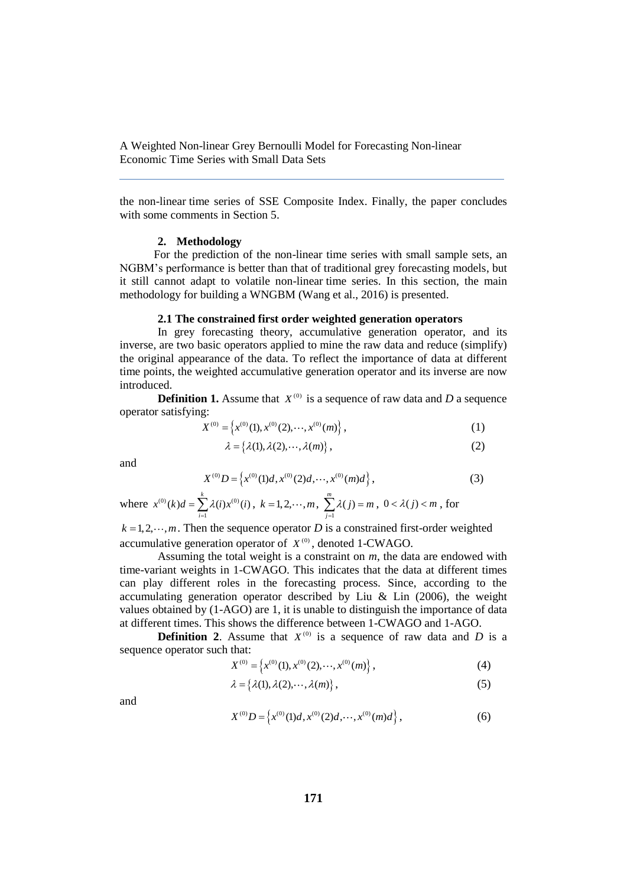the non-linear time series of SSE Composite Index. Finally, the paper concludes with some comments in Section 5.

## 2. Methodology

For the prediction of the non-linear time series with small sample sets, an NGBM's performance is better than that of traditional grey forecasting models, but it still cannot adapt to volatile non-linear time series. In this section, the main methodology for building a WNGBM (Wang et al., 2016) is presented.

### 2.1 The constrained first order weighted generation operators

In grey forecasting theory, accumulative generation operator, and its inverse, are two basic operators applied to mine the raw data and reduce (simplify) the original appearance of the data. To reflect the importance of data at different time points, the weighted accumulative generation operator and its inverse are now introduced.

**Definition 1.** Assume that $X^{(0)}$ is a sequence of raw data and *D* a sequence operator satisfying:

$$X^{(0)} = \left\{x^{(0)}(1), x^{(0)}(2), \cdots, x^{(0)}(m)\right\}, \tag{1}$$

$$\lambda = \left\{\lambda(1), \lambda(2), \cdots, \lambda(m)\right\}, \tag{2}$$

and

$$X^{(0)}D = \left\{x^{(0)}(1)d, x^{(0)}(2)d, \cdots, x^{(0)}(m)d\right\}, \tag{3}$$

where $x^{(0)}(k)d = \sum_{i=1}^{k} \lambda(i) x^{(0)}(i)$, $k = 1, 2, \cdots, m$, $\sum_{j=1}^{m} \lambda(j) = m$, $0 < \lambda(j) < m$, for $k = 1, 2, \cdots, m$. Then the sequence operator *D* is a constrained first-order weighted accumulative generation operator of $X^{(0)}$, denoted 1-CWAGO.

Assuming the total weight is a constraint on *m*, the data are endowed with time-variant weights in 1-CWAGO. This indicates that the data at different times can play different roles in the forecasting process. Since, according to the accumulating generation operator described by Liu & Lin (2006), the weight values obtained by (1-AGO) are 1, it is unable to distinguish the importance of data at different times. This shows the difference between 1-CWAGO and 1-AGO.

**Definition 2**. Assume that $X^{(0)}$ is a sequence of raw data and *D* is a sequence operator such that:

$$X^{(0)} = \left\{x^{(0)}(1), x^{(0)}(2), \cdots, x^{(0)}(m)\right\}, \tag{4}$$

$$\lambda = \left\{\lambda(1), \lambda(2), \cdots, \lambda(m)\right\}, \tag{5}$$

and

$$X^{(0)}D = \left\{x^{(0)}(1)d, x^{(0)}(2)d, \cdots, x^{(0)}(m)d\right\}, \tag{6}$$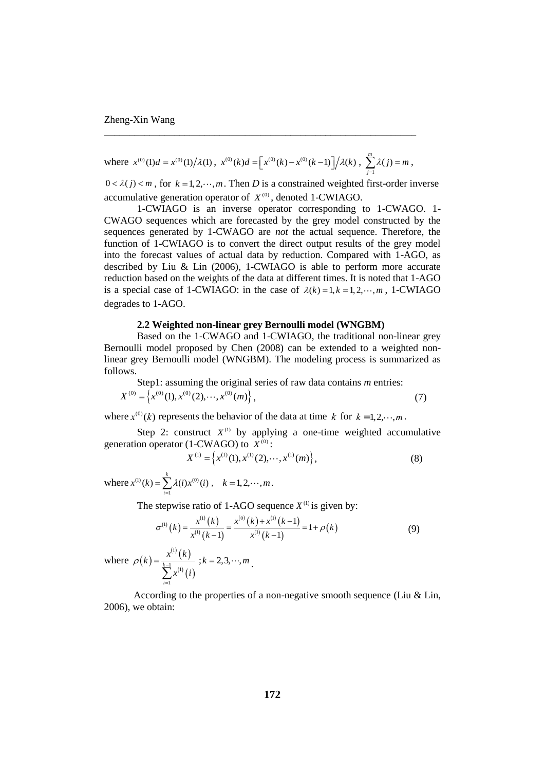where $x^{(0)}(1)d = x^{(0)}(1)/\lambda(1)$, $x^{(0)}(k)d = \left[x^{(0)}(k) - x^{(0)}(k-1)\right]/\lambda(k)$, $\sum_{j=1}^{m}\lambda(j) = m$, $0 < \lambda(j) < m$, for $k = 1, 2, \cdots, m$. Then *D* is a constrained weighted first-order inverse accumulative generation operator of $X^{(0)}$, denoted 1-CWIAGO.

1-CWIAGO is an inverse operator corresponding to 1-CWAGO. 1-CWAGO sequences which are forecasted by the grey model constructed by the sequences generated by 1-CWAGO are *not* the actual sequence. Therefore, the function of 1-CWIAGO is to convert the direct output results of the grey model into the forecast values of actual data by reduction. Compared with 1-AGO, as described by Liu & Lin (2006), 1-CWIAGO is able to perform more accurate reduction based on the weights of the data at different times. It is noted that 1-AGO is a special case of 1-CWIAGO: in the case of $\lambda(k) = 1, k = 1, 2, \cdots, m$, 1-CWIAGO degrades to 1-AGO.

### 2.2 Weighted non-linear grey Bernoulli model (WNGBM)

Based on the 1-CWAGO and 1-CWIAGO, the traditional non-linear grey Bernoulli model proposed by Chen (2008) can be extended to a weighted non-linear grey Bernoulli model (WNGBM). The modeling process is summarized as follows.

Step1: assuming the original series of raw data contains *m* entries:

$$X^{(0)} = \left\{x^{(0)}(1), x^{(0)}(2), \cdots, x^{(0)}(m)\right\}, \tag{7}$$

where $x^{(0)}(k)$ represents the behavior of the data at time $k$ for $k = 1, 2, \cdots, m$.

Step 2: construct $X^{(1)}$ by applying a one-time weighted accumulative generation operator (1-CWAGO) to $X^{(0)}$:

$$X^{(1)} = \left\{x^{(1)}(1), x^{(1)}(2), \cdots, x^{(1)}(m)\right\}, \tag{8}$$

where $x^{(1)}(k) = \sum_{i=1}^{k}\lambda(i)x^{(0)}(i)$, $\quad k = 1, 2, \cdots, m$.

The stepwise ratio of 1-AGO sequence $X^{(1)}$ is given by:

$$\sigma^{(1)}(k) = \frac{x^{(1)}(k)}{x^{(1)}(k-1)} = \frac{x^{(0)}(k) + x^{(1)}(k-1)}{x^{(1)}(k-1)} = 1 + \rho(k) \tag{9}$$

where $\rho(k) = \dfrac{x^{(1)}(k)}{\sum_{i=1}^{k-1} x^{(1)}(i)}$ ; $k = 2, 3, \cdots, m$.

According to the properties of a non-negative smooth sequence (Liu & Lin, 2006), we obtain: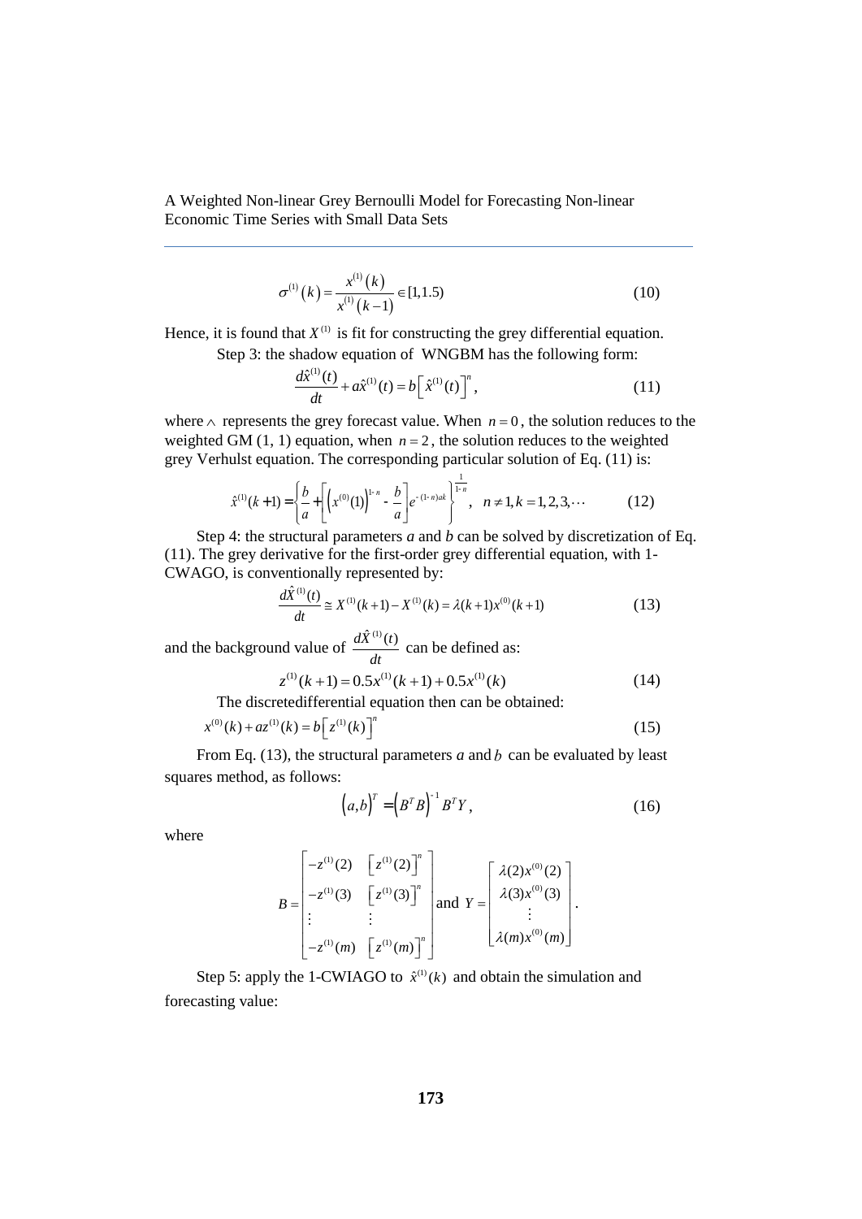$$\sigma^{(1)}(k) = \frac{x^{(1)}(k)}{x^{(1)}(k-1)} \in [1, 1.5) \tag{10}$$

Hence, it is found that $X^{(1)}$ is fit for constructing the grey differential equation.

Step 3: the shadow equation of WNGBM has the following form:

$$\frac{d\hat{x}^{(1)}(t)}{dt} + a\hat{x}^{(1)}(t) = b\left[\hat{x}^{(1)}(t)\right]^n, \tag{11}$$

where $\wedge$ represents the grey forecast value. When $n = 0$, the solution reduces to the weighted GM (1, 1) equation, when $n = 2$, the solution reduces to the weighted grey Verhulst equation. The corresponding particular solution of Eq. (11) is:

$$\hat{x}^{(1)}(k+1) = \left\{\frac{b}{a} + \left[\left(x^{(0)}(1)\right)^{1-n} - \frac{b}{a}\right]e^{-(1-n)ak}\right\}^{\frac{1}{1-n}}, \quad n \neq 1, k = 1, 2, 3, \cdots \tag{12}$$

Step 4: the structural parameters *a* and *b* can be solved by discretization of Eq. (11). The grey derivative for the first-order grey differential equation, with 1-CWAGO, is conventionally represented by:

$$\frac{d\hat{X}^{(1)}(t)}{dt} \cong X^{(1)}(k+1) - X^{(1)}(k) = \lambda(k+1)x^{(0)}(k+1) \tag{13}$$

and the background value of $\frac{d\hat{X}^{(1)}(t)}{dt}$ can be defined as:

$$z^{(1)}(k+1) = 0.5x^{(1)}(k+1) + 0.5x^{(1)}(k) \tag{14}$$

The discretedifferential equation then can be obtained:

$$x^{(0)}(k) + az^{(1)}(k) = b\left[z^{(1)}(k)\right]^n \tag{15}$$

From Eq. (13), the structural parameters *a* and $b$ can be evaluated by least squares method, as follows:

$$\left(a, b\right)^T = \left(B^T B\right)^{-1} B^T Y, \tag{16}$$

where

$$B = \begin{bmatrix} -z^{(1)}(2) & \left[z^{(1)}(2)\right]^n \\ -z^{(1)}(3) & \left[z^{(1)}(3)\right]^n \\ \vdots & \vdots \\ -z^{(1)}(m) & \left[z^{(1)}(m)\right]^n \end{bmatrix} \text{ and } Y = \begin{bmatrix} \lambda(2)x^{(0)}(2) \\ \lambda(3)x^{(0)}(3) \\ \vdots \\ \lambda(m)x^{(0)}(m) \end{bmatrix}.$$

Step 5: apply the 1-CWIAGO to $\hat{x}^{(1)}(k)$ and obtain the simulation and forecasting value: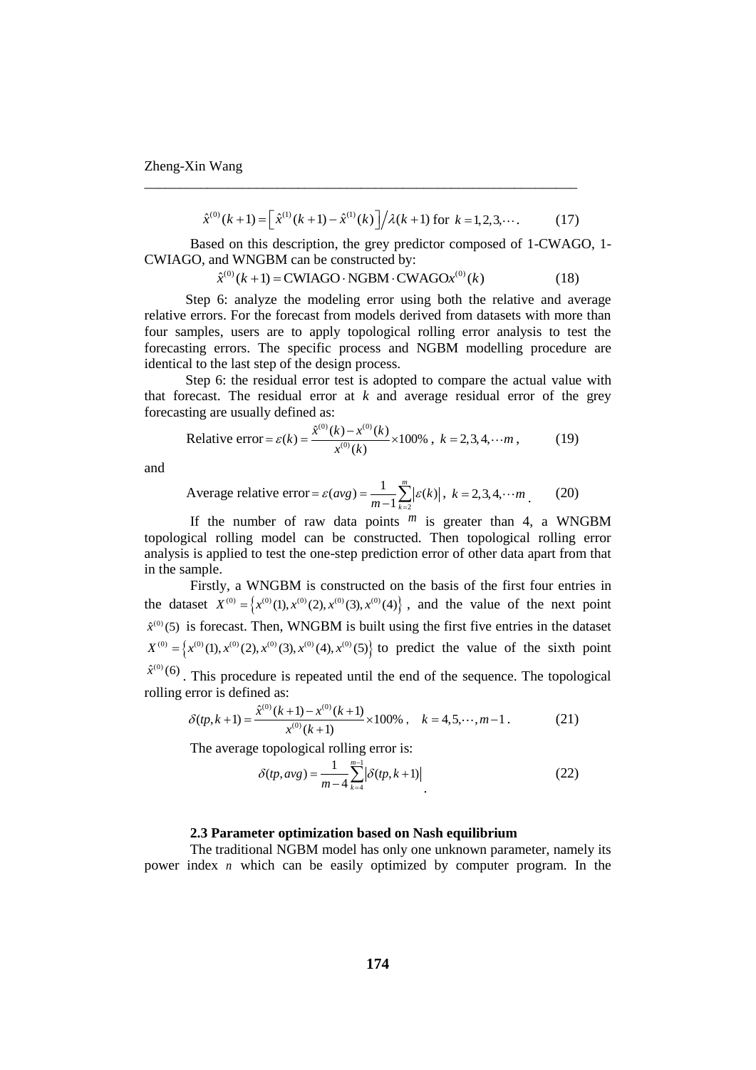$$\hat{x}^{(0)}(k+1) = \left[\hat{x}^{(1)}(k+1) - \hat{x}^{(1)}(k)\right] / \lambda(k+1) \text{ for } k = 1,2,3,\cdots. \tag{17}$$

Based on this description, the grey predictor composed of 1-CWAGO, 1-CWIAGO, and WNGBM can be constructed by:

$$\hat{x}^{(0)}(k+1) = \text{CWIAGO} \cdot \text{NGBM} \cdot \text{CWAGO}x^{(0)}(k) \tag{18}$$

Step 6: analyze the modeling error using both the relative and average relative errors. For the forecast from models derived from datasets with more than four samples, users are to apply topological rolling error analysis to test the forecasting errors. The specific process and NGBM modelling procedure are identical to the last step of the design process.

Step 6: the residual error test is adopted to compare the actual value with that forecast. The residual error at $k$ and average residual error of the grey forecasting are usually defined as:

$$\text{Relative error} = \varepsilon(k) = \frac{\hat{x}^{(0)}(k) - x^{(0)}(k)}{x^{(0)}(k)} \times 100\%, \ k = 2,3,4,\cdots m, \tag{19}$$

and

$$\text{Average relative error} = \varepsilon(avg) = \frac{1}{m-1}\sum_{k=2}^{m}\left|\varepsilon(k)\right|, \ k = 2,3,4,\cdots m. \tag{20}$$

If the number of raw data points $m$ is greater than 4, a WNGBM topological rolling model can be constructed. Then topological rolling error analysis is applied to test the one-step prediction error of other data apart from that in the sample.

Firstly, a WNGBM is constructed on the basis of the first four entries in the dataset $X^{(0)} = \left\{x^{(0)}(1), x^{(0)}(2), x^{(0)}(3), x^{(0)}(4)\right\}$, and the value of the next point $\hat{x}^{(0)}(5)$ is forecast. Then, WNGBM is built using the first five entries in the dataset $X^{(0)} = \left\{x^{(0)}(1), x^{(0)}(2), x^{(0)}(3), x^{(0)}(4), x^{(0)}(5)\right\}$ to predict the value of the sixth point $\hat{x}^{(0)}(6)$. This procedure is repeated until the end of the sequence. The topological rolling error is defined as:

$$\delta(tp, k+1) = \frac{\hat{x}^{(0)}(k+1) - x^{(0)}(k+1)}{x^{(0)}(k+1)} \times 100\%, \quad k = 4,5,\cdots,m-1. \tag{21}$$

The average topological rolling error is:

$$\delta(tp, avg) = \frac{1}{m-4}\sum_{k=4}^{m-1}\left|\delta(tp, k+1)\right|. \tag{22}$$

### 2.3 Parameter optimization based on Nash equilibrium

The traditional NGBM model has only one unknown parameter, namely its power index $n$ which can be easily optimized by computer program. In the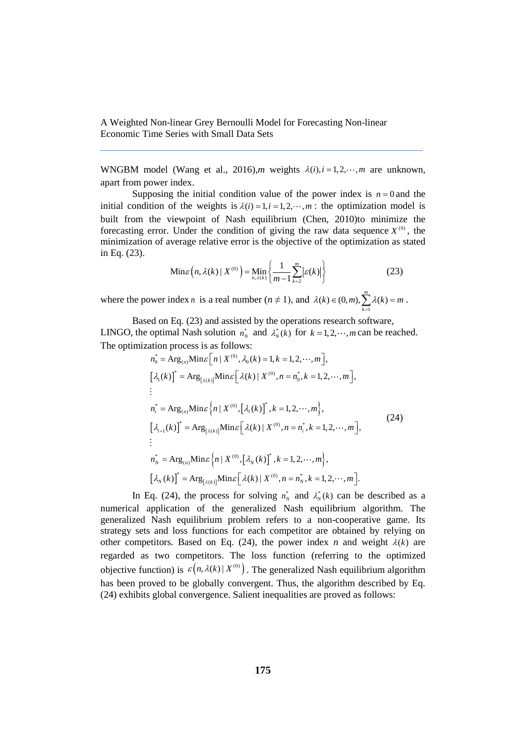WNGBM model (Wang et al., 2016),$m$ weights $\lambda(i), i=1,2,\cdots,m$ are unknown, apart from power index.

Supposing the initial condition value of the power index is $n=0$ and the initial condition of the weights is $\lambda(i)=1, i=1,2,\cdots,m$ : the optimization model is built from the viewpoint of Nash equilibrium (Chen, 2010)to minimize the forecasting error. Under the condition of giving the raw data sequence $X^{(0)}$, the minimization of average relative error is the objective of the optimization as stated in Eq. (23).

$$
\mathrm{Min}\varepsilon\left(n,\lambda(k)\mid X^{(0)}\right)=\underset{n,\lambda(k)}{\mathrm{Min}}\left\{\frac{1}{m-1}\sum_{k=2}^{m}\left|\varepsilon(k)\right|\right\} \tag{23}
$$

where the power index $n$ is a real number ($n \neq 1$), and $\lambda(k)\in(0,m), \sum_{k=1}^{m}\lambda(k)=m$ .

Based on Eq. (23) and assisted by the operations research software, LINGO, the optimal Nash solution $n_N^*$ and $\lambda_N^*(k)$ for $k=1,2,\cdots,m$ can be reached. The optimization process is as follows:

$$
\begin{aligned}
&n_0^*=\mathrm{Arg}_{(n)}\mathrm{Min}\varepsilon\left[n\mid X^{(0)},\lambda_0(k)=1,k=1,2,\cdots,m\right],\\
&\left[\lambda_1(k)\right]^*=\mathrm{Arg}_{[\lambda(k)]}\mathrm{Min}\varepsilon\left[\lambda(k)\mid X^{(0)},n=n_0^*,k=1,2,\cdots,m\right],\\
&\vdots\\
&n_i^*=\mathrm{Arg}_{(n)}\mathrm{Min}\varepsilon\left\{n\mid X^{(0)},\left[\lambda_i(k)\right]^*,k=1,2,\cdots,m\right\},\\
&\left[\lambda_{i+1}(k)\right]^*=\mathrm{Arg}_{[\lambda(k)]}\mathrm{Min}\varepsilon\left[\lambda(k)\mid X^{(0)},n=n_i^*,k=1,2,\cdots,m\right],\\
&\vdots\\
&n_N^*=\mathrm{Arg}_{(n)}\mathrm{Min}\varepsilon\left\{n\mid X^{(0)},\left[\lambda_N(k)\right]^*,k=1,2,\cdots,m\right\},\\
&\left[\lambda_N(k)\right]^*=\mathrm{Arg}_{[\lambda(k)]}\mathrm{Min}\varepsilon\left[\lambda(k)\mid X^{(0)},n=n_N^*,k=1,2,\cdots,m\right].
\end{aligned} \tag{24}
$$

In Eq. (24), the process for solving $n_N^*$ and $\lambda_N^*(k)$ can be described as a numerical application of the generalized Nash equilibrium algorithm. The generalized Nash equilibrium problem refers to a non-cooperative game. Its strategy sets and loss functions for each competitor are obtained by relying on other competitors. Based on Eq. (24), the power index $n$ and weight $\lambda(k)$ are regarded as two competitors. The loss function (referring to the optimized objective function) is $\varepsilon\left(n,\lambda(k)\mid X^{(0)}\right)$. The generalized Nash equilibrium algorithm has been proved to be globally convergent. Thus, the algorithm described by Eq. (24) exhibits global convergence. Salient inequalities are proved as follows: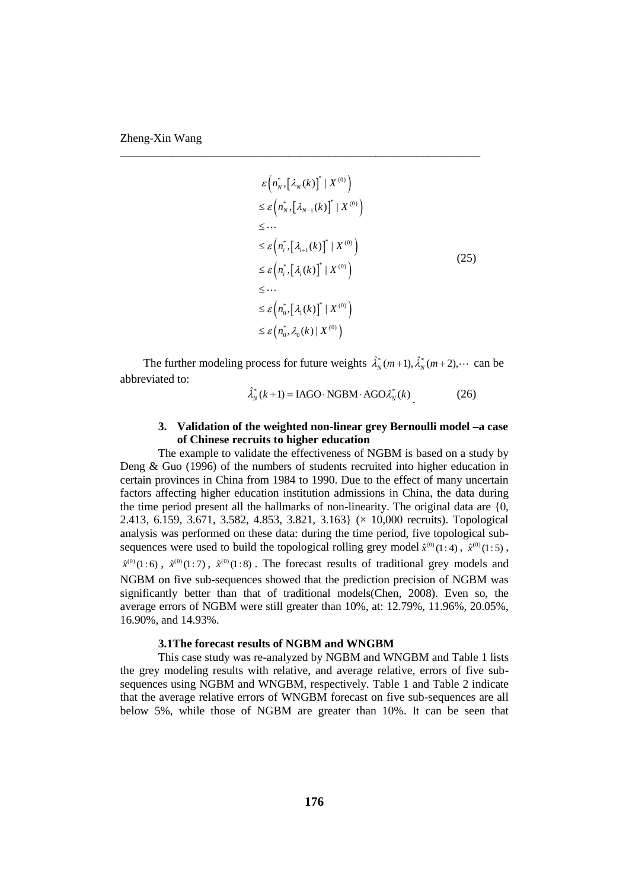$$
\begin{aligned}
& \varepsilon\left(n_N^*, \left[\lambda_N(k)\right]^* \mid X^{(0)}\right) \\
& \leq \varepsilon\left(n_N^*, \left[\lambda_{N-1}(k)\right]^* \mid X^{(0)}\right) \\
& \leq \cdots \\
& \leq \varepsilon\left(n_i^*, \left[\lambda_{i+1}(k)\right]^* \mid X^{(0)}\right) \\
& \leq \varepsilon\left(n_i^*, \left[\lambda_i(k)\right]^* \mid X^{(0)}\right) \\
& \leq \cdots \\
& \leq \varepsilon\left(n_0^*, \left[\lambda_1(k)\right]^* \mid X^{(0)}\right) \\
& \leq \varepsilon\left(n_0^*, \lambda_0(k) \mid X^{(0)}\right)
\end{aligned}
\tag{25}
$$

The further modeling process for future weights $\hat{\lambda}_N^*(m+1), \hat{\lambda}_N^*(m+2), \cdots$ can be abbreviated to:

$$
\hat{\lambda}_N^*(k+1) = \text{IAGO} \cdot \text{NGBM} \cdot \text{AGO}\lambda_N^*(k) \tag{26}
$$

## 3. Validation of the weighted non-linear grey Bernoulli model –a case of Chinese recruits to higher education

The example to validate the effectiveness of NGBM is based on a study by Deng & Guo (1996) of the numbers of students recruited into higher education in certain provinces in China from 1984 to 1990. Due to the effect of many uncertain factors affecting higher education institution admissions in China, the data during the time period present all the hallmarks of non-linearity. The original data are {0, 2.413, 6.159, 3.671, 3.582, 4.853, 3.821, 3.163} (× 10,000 recruits). Topological analysis was performed on these data: during the time period, five topological sub-sequences were used to build the topological rolling grey model $\hat{x}^{(0)}(1:4)$, $\hat{x}^{(0)}(1:5)$, $\hat{x}^{(0)}(1:6)$, $\hat{x}^{(0)}(1:7)$, $\hat{x}^{(0)}(1:8)$. The forecast results of traditional grey models and NGBM on five sub-sequences showed that the prediction precision of NGBM was significantly better than that of traditional models(Chen, 2008). Even so, the average errors of NGBM were still greater than 10%, at: 12.79%, 11.96%, 20.05%, 16.90%, and 14.93%.

### 3.1The forecast results of NGBM and WNGBM

This case study was re-analyzed by NGBM and WNGBM and Table 1 lists the grey modeling results with relative, and average relative, errors of five sub-sequences using NGBM and WNGBM, respectively. Table 1 and Table 2 indicate that the average relative errors of WNGBM forecast on five sub-sequences are all below 5%, while those of NGBM are greater than 10%. It can be seen that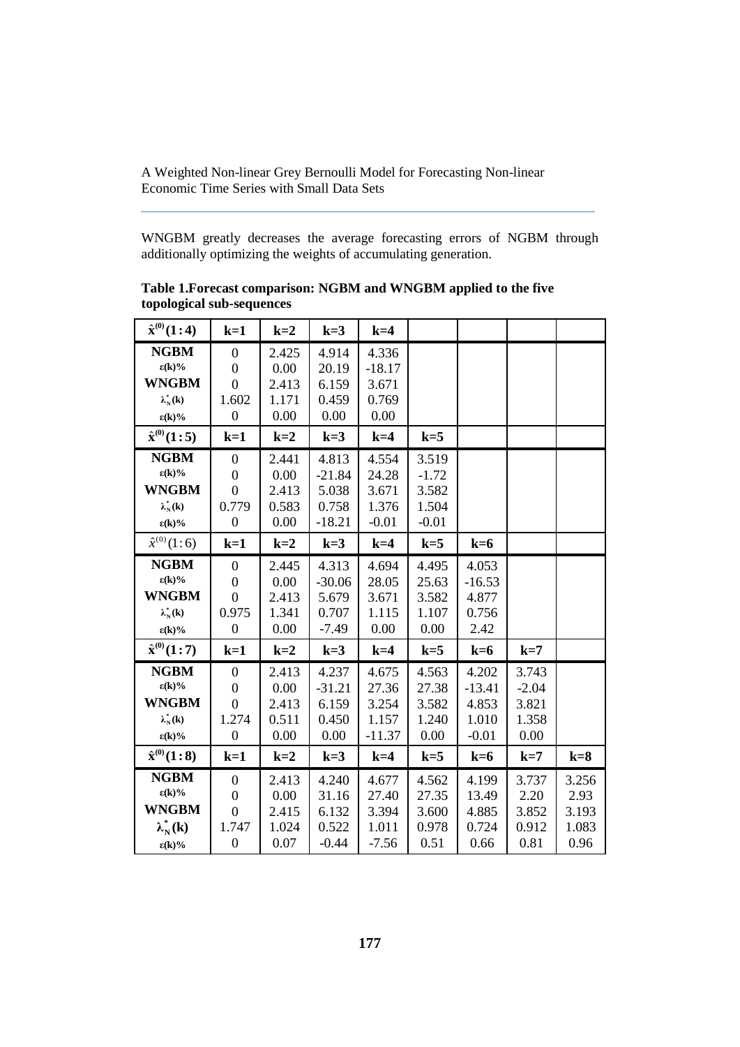WNGBM greatly decreases the average forecasting errors of NGBM through additionally optimizing the weights of accumulating generation.

**Table 1.Forecast comparison: NGBM and WNGBM applied to the five topological sub-sequences**

| $\hat{x}^{(0)}(1:4)$ | k=1 | k=2 | k=3 | k=4 | | | | |
|---|---|---|---|---|---|---|---|---|
| **NGBM** | 0 | 2.425 | 4.914 | 4.336 | | | | |
| ε(k)% | 0 | 0.00 | 20.19 | -18.17 | | | | |
| **WNGBM** | 0 | 2.413 | 6.159 | 3.671 | | | | |
| $\lambda_N^*(k)$ | 1.602 | 1.171 | 0.459 | 0.769 | | | | |
| ε(k)% | 0 | 0.00 | 0.00 | 0.00 | | | | |
| $\hat{x}^{(0)}(1:5)$ | k=1 | k=2 | k=3 | k=4 | k=5 | | | |
| **NGBM** | 0 | 2.441 | 4.813 | 4.554 | 3.519 | | | |
| ε(k)% | 0 | 0.00 | -21.84 | 24.28 | -1.72 | | | |
| **WNGBM** | 0 | 2.413 | 5.038 | 3.671 | 3.582 | | | |
| $\lambda_N^*(k)$ | 0.779 | 0.583 | 0.758 | 1.376 | 1.504 | | | |
| ε(k)% | 0 | 0.00 | -18.21 | -0.01 | -0.01 | | | |
| $\hat{x}^{(0)}(1:6)$ | k=1 | k=2 | k=3 | k=4 | k=5 | k=6 | | |
| **NGBM** | 0 | 2.445 | 4.313 | 4.694 | 4.495 | 4.053 | | |
| ε(k)% | 0 | 0.00 | -30.06 | 28.05 | 25.63 | -16.53 | | |
| **WNGBM** | 0 | 2.413 | 5.679 | 3.671 | 3.582 | 4.877 | | |
| $\lambda_N^*(k)$ | 0.975 | 1.341 | 0.707 | 1.115 | 1.107 | 0.756 | | |
| ε(k)% | 0 | 0.00 | -7.49 | 0.00 | 0.00 | 2.42 | | |
| $\hat{x}^{(0)}(1:7)$ | k=1 | k=2 | k=3 | k=4 | k=5 | k=6 | k=7 | |
| **NGBM** | 0 | 2.413 | 4.237 | 4.675 | 4.563 | 4.202 | 3.743 | |
| ε(k)% | 0 | 0.00 | -31.21 | 27.36 | 27.38 | -13.41 | -2.04 | |
| **WNGBM** | 0 | 2.413 | 6.159 | 3.254 | 3.582 | 4.853 | 3.821 | |
| $\lambda_N^*(k)$ | 1.274 | 0.511 | 0.450 | 1.157 | 1.240 | 1.010 | 1.358 | |
| ε(k)% | 0 | 0.00 | 0.00 | -11.37 | 0.00 | -0.01 | 0.00 | |
| $\hat{x}^{(0)}(1:8)$ | k=1 | k=2 | k=3 | k=4 | k=5 | k=6 | k=7 | k=8 |
| **NGBM** | 0 | 2.413 | 4.240 | 4.677 | 4.562 | 4.199 | 3.737 | 3.256 |
| ε(k)% | 0 | 0.00 | 31.16 | 27.40 | 27.35 | 13.49 | 2.20 | 2.93 |
| **WNGBM** | 0 | 2.415 | 6.132 | 3.394 | 3.600 | 4.885 | 3.852 | 3.193 |
| $\lambda_N^*(k)$ | 1.747 | 1.024 | 0.522 | 1.011 | 0.978 | 0.724 | 0.912 | 1.083 |
| ε(k)% | 0 | 0.07 | -0.44 | -7.56 | 0.51 | 0.66 | 0.81 | 0.96 |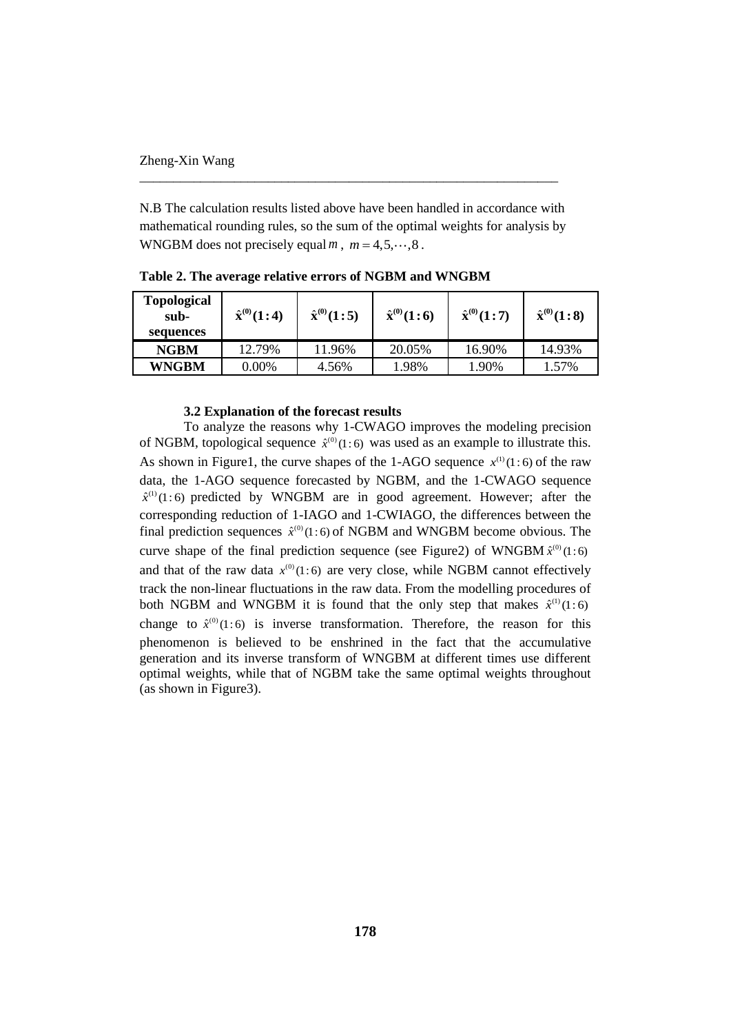N.B The calculation results listed above have been handled in accordance with mathematical rounding rules, so the sum of the optimal weights for analysis by WNGBM does not precisely equal $m$ , $m = 4,5,\cdots,8$ .

**Table 2. The average relative errors of NGBM and WNGBM**

| Topological sub-sequences | $\hat{\mathbf{x}}^{(0)}(1:4)$ | $\hat{\mathbf{x}}^{(0)}(1:5)$ | $\hat{\mathbf{x}}^{(0)}(1:6)$ | $\hat{\mathbf{x}}^{(0)}(1:7)$ | $\hat{\mathbf{x}}^{(0)}(1:8)$ |
|---|---|---|---|---|---|
| **NGBM** | 12.79% | 11.96% | 20.05% | 16.90% | 14.93% |
| **WNGBM** | 0.00% | 4.56% | 1.98% | 1.90% | 1.57% |

### 3.2 Explanation of the forecast results

To analyze the reasons why 1-CWAGO improves the modeling precision of NGBM, topological sequence $\hat{x}^{(0)}(1:6)$ was used as an example to illustrate this. As shown in Figure1, the curve shapes of the 1-AGO sequence $x^{(1)}(1:6)$ of the raw data, the 1-AGO sequence forecasted by NGBM, and the 1-CWAGO sequence $\hat{x}^{(1)}(1:6)$ predicted by WNGBM are in good agreement. However; after the corresponding reduction of 1-IAGO and 1-CWIAGO, the differences between the final prediction sequences $\hat{x}^{(0)}(1:6)$ of NGBM and WNGBM become obvious. The curve shape of the final prediction sequence (see Figure2) of WNGBM $\hat{x}^{(0)}(1:6)$ and that of the raw data $x^{(0)}(1:6)$ are very close, while NGBM cannot effectively track the non-linear fluctuations in the raw data. From the modelling procedures of both NGBM and WNGBM it is found that the only step that makes $\hat{x}^{(1)}(1:6)$ change to $\hat{x}^{(0)}(1:6)$ is inverse transformation. Therefore, the reason for this phenomenon is believed to be enshrined in the fact that the accumulative generation and its inverse transform of WNGBM at different times use different optimal weights, while that of NGBM take the same optimal weights throughout (as shown in Figure3).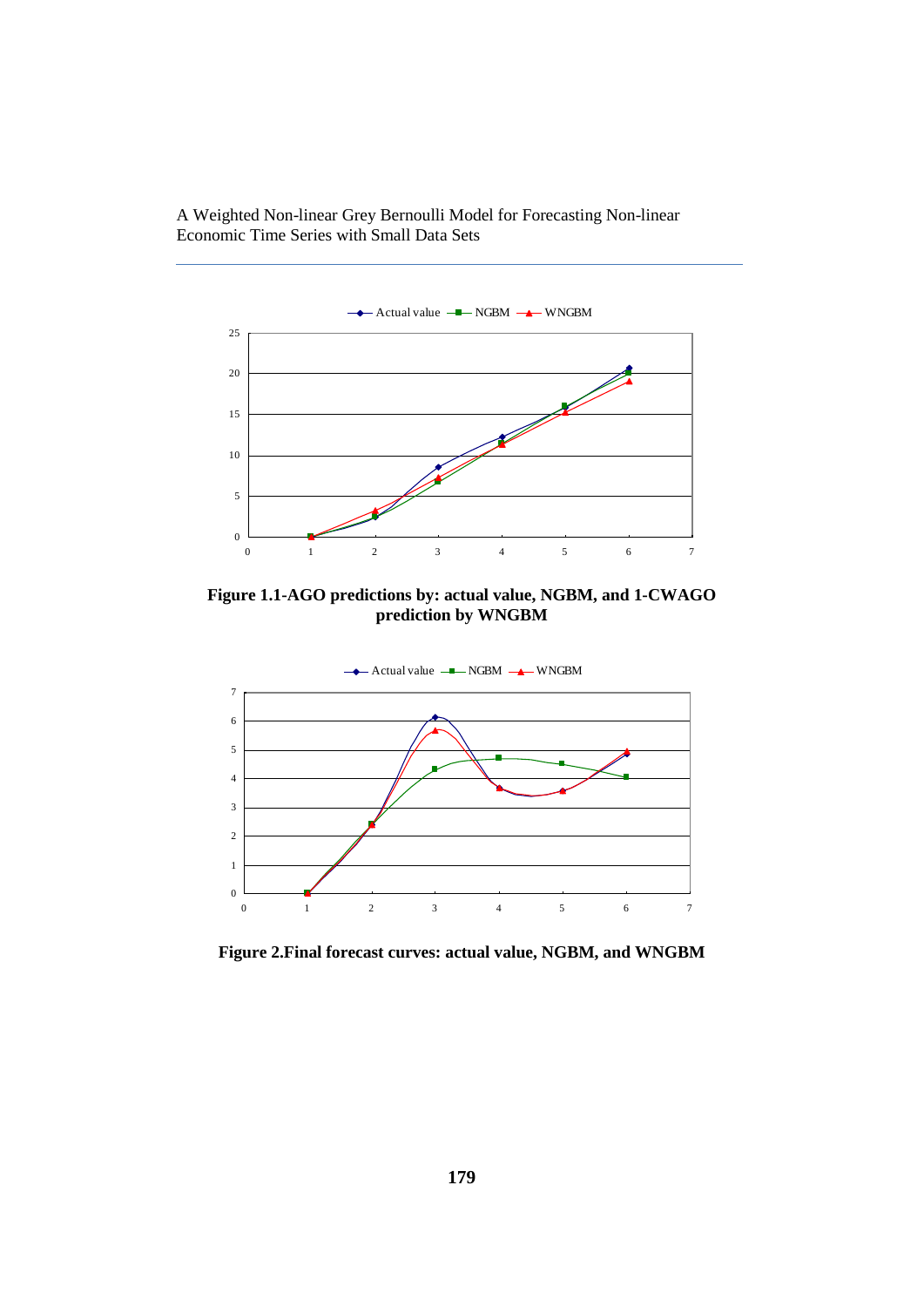**Figure 1.1-AGO predictions by: actual value, NGBM, and 1-CWAGO prediction by WNGBM**

**Figure 2.Final forecast curves: actual value, NGBM, and WNGBM**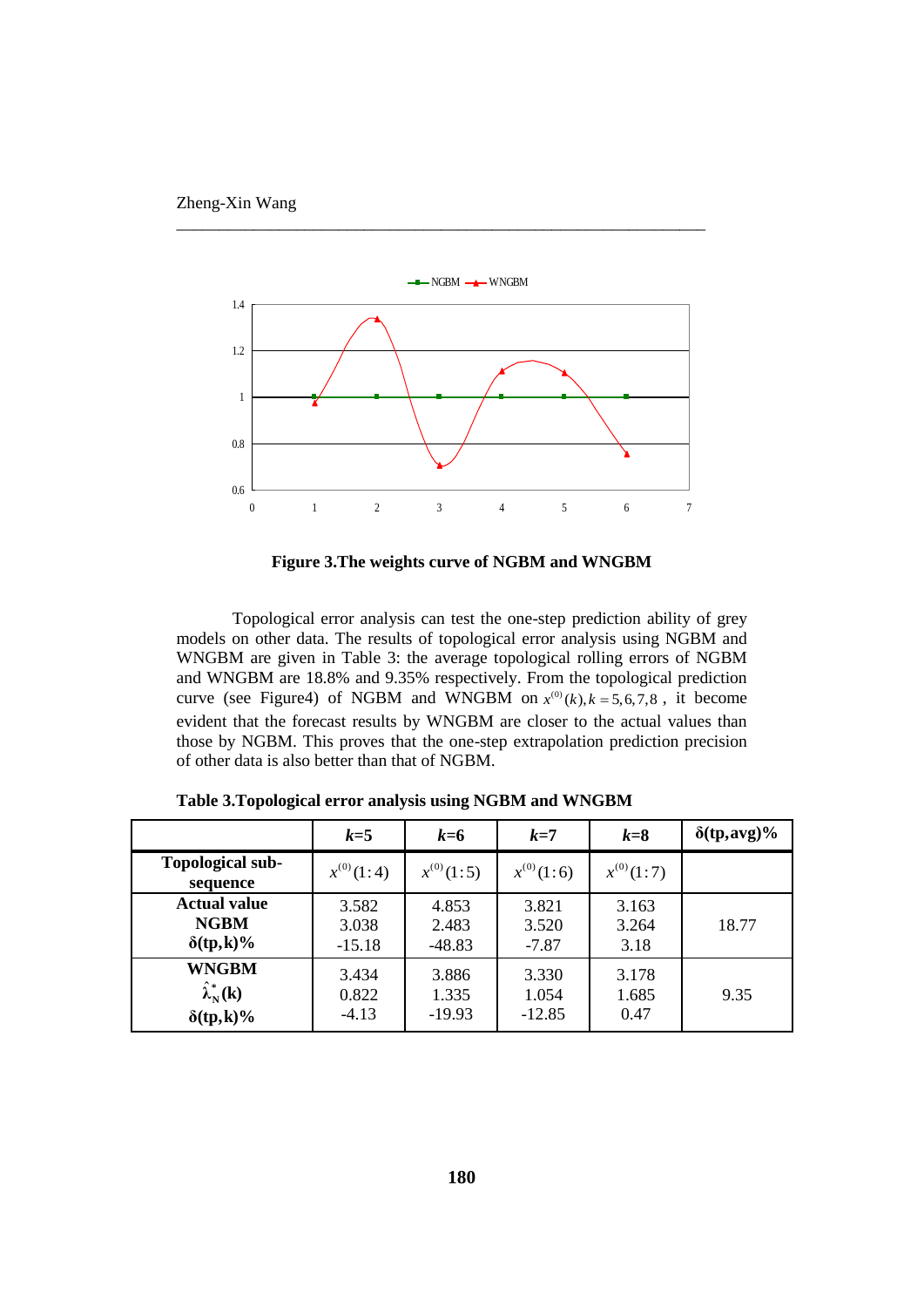**Figure 3.The weights curve of NGBM and WNGBM**

Topological error analysis can test the one-step prediction ability of grey models on other data. The results of topological error analysis using NGBM and WNGBM are given in Table 3: the average topological rolling errors of NGBM and WNGBM are 18.8% and 9.35% respectively. From the topological prediction curve (see Figure4) of NGBM and WNGBM on $x^{(0)}(k), k = 5,6,7,8$ , it become evident that the forecast results by WNGBM are closer to the actual values than those by NGBM. This proves that the one-step extrapolation prediction precision of other data is also better than that of NGBM.

**Table 3.Topological error analysis using NGBM and WNGBM**

| | ***k*=5** | ***k*=6** | ***k*=7** | ***k*=8** | **δ(tp,avg)%** |
|---|---|---|---|---|---|
| **Topological sub-sequence** | $x^{(0)}(1:4)$ | $x^{(0)}(1:5)$ | $x^{(0)}(1:6)$ | $x^{(0)}(1:7)$ | |
| **Actual value**<br>**NGBM**<br>**δ(tp,k)%** | 3.582<br>3.038<br>-15.18 | 4.853<br>2.483<br>-48.83 | 3.821<br>3.520<br>-7.87 | 3.163<br>3.264<br>3.18 | 18.77 |
| **WNGBM**<br>$\hat{\lambda}_N^*(k)$<br>**δ(tp,k)%** | 3.434<br>0.822<br>-4.13 | 3.886<br>1.335<br>-19.93 | 3.330<br>1.054<br>-12.85 | 3.178<br>1.685<br>0.47 | 9.35 |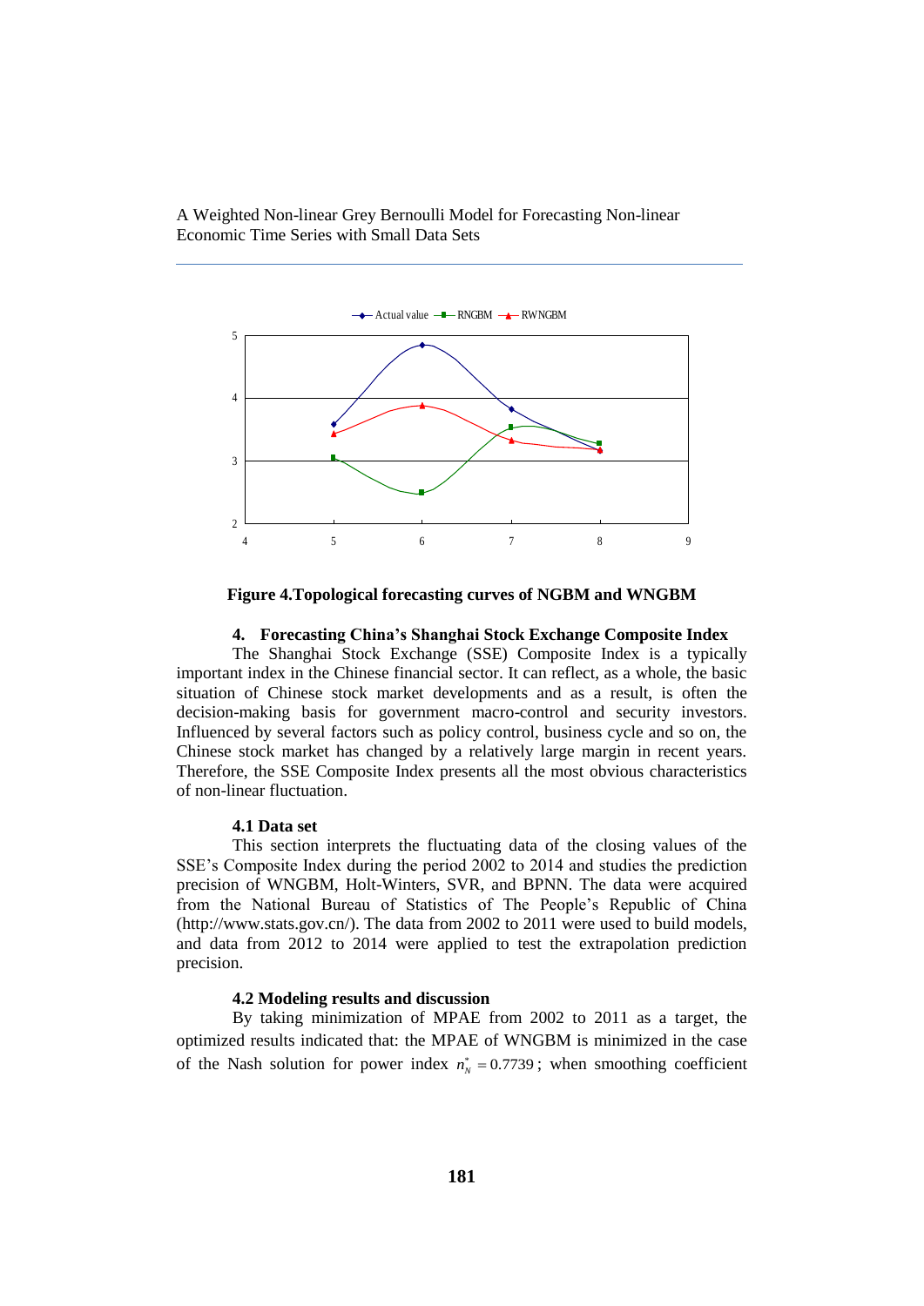**Figure 4.Topological forecasting curves of NGBM and WNGBM**

## 4. Forecasting China's Shanghai Stock Exchange Composite Index

The Shanghai Stock Exchange (SSE) Composite Index is a typically important index in the Chinese financial sector. It can reflect, as a whole, the basic situation of Chinese stock market developments and as a result, is often the decision-making basis for government macro-control and security investors. Influenced by several factors such as policy control, business cycle and so on, the Chinese stock market has changed by a relatively large margin in recent years. Therefore, the SSE Composite Index presents all the most obvious characteristics of non-linear fluctuation.

### 4.1 Data set

This section interprets the fluctuating data of the closing values of the SSE's Composite Index during the period 2002 to 2014 and studies the prediction precision of WNGBM, Holt-Winters, SVR, and BPNN. The data were acquired from the National Bureau of Statistics of The People's Republic of China (http://www.stats.gov.cn/). The data from 2002 to 2011 were used to build models, and data from 2012 to 2014 were applied to test the extrapolation prediction precision.

### 4.2 Modeling results and discussion

By taking minimization of MPAE from 2002 to 2011 as a target, the optimized results indicated that: the MPAE of WNGBM is minimized in the case of the Nash solution for power index $n_N^* = 0.7739$; when smoothing coefficient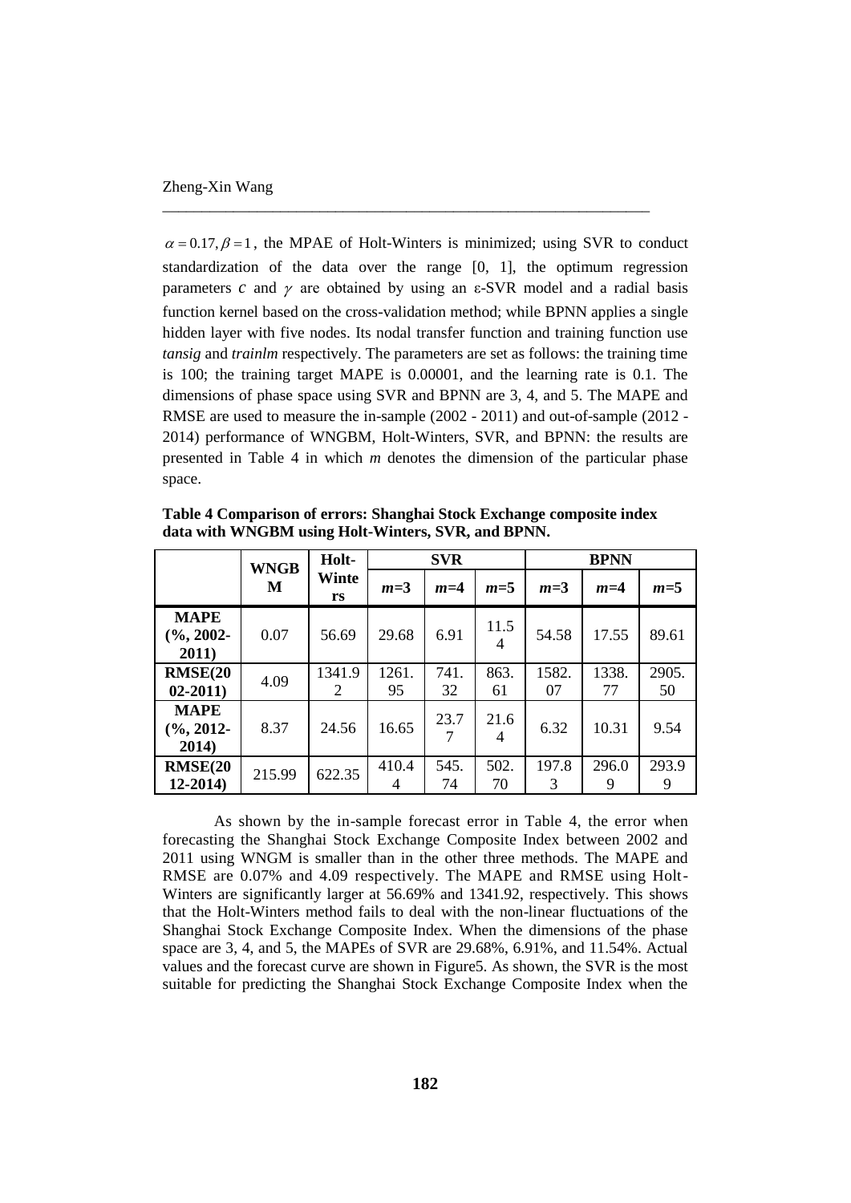$\alpha = 0.17, \beta = 1$, the MPAE of Holt-Winters is minimized; using SVR to conduct standardization of the data over the range [0, 1], the optimum regression parameters $c$ and $\gamma$ are obtained by using an ε-SVR model and a radial basis function kernel based on the cross-validation method; while BPNN applies a single hidden layer with five nodes. Its nodal transfer function and training function use *tansig* and *trainlm* respectively. The parameters are set as follows: the training time is 100; the training target MAPE is 0.00001, and the learning rate is 0.1. The dimensions of phase space using SVR and BPNN are 3, 4, and 5. The MAPE and RMSE are used to measure the in-sample (2002 - 2011) and out-of-sample (2012 - 2014) performance of WNGBM, Holt-Winters, SVR, and BPNN: the results are presented in Table 4 in which *m* denotes the dimension of the particular phase space.

**Table 4 Comparison of errors: Shanghai Stock Exchange composite index data with WNGBM using Holt-Winters, SVR, and BPNN.**

| | WNGBM | Holt-Winters | SVR | | | BPNN | | |
|---|---|---|---|---|---|---|---|---|
| | | | $m$=3 | $m$=4 | $m$=5 | $m$=3 | $m$=4 | $m$=5 |
| **MAPE (%, 2002-2011)** | 0.07 | 56.69 | 29.68 | 6.91 | 11.54 | 54.58 | 17.55 | 89.61 |
| **RMSE(2002-2011)** | 4.09 | 1341.92 | 1261.95 | 741.32 | 863.61 | 1582.07 | 1338.77 | 2905.50 |
| **MAPE (%, 2012-2014)** | 8.37 | 24.56 | 16.65 | 23.77 | 21.64 | 6.32 | 10.31 | 9.54 |
| **RMSE(2012-2014)** | 215.99 | 622.35 | 410.44 | 545.74 | 502.70 | 197.83 | 296.09 | 293.99 |

As shown by the in-sample forecast error in Table 4, the error when forecasting the Shanghai Stock Exchange Composite Index between 2002 and 2011 using WNGM is smaller than in the other three methods. The MAPE and RMSE are 0.07% and 4.09 respectively. The MAPE and RMSE using Holt-Winters are significantly larger at 56.69% and 1341.92, respectively. This shows that the Holt-Winters method fails to deal with the non-linear fluctuations of the Shanghai Stock Exchange Composite Index. When the dimensions of the phase space are 3, 4, and 5, the MAPEs of SVR are 29.68%, 6.91%, and 11.54%. Actual values and the forecast curve are shown in Figure5. As shown, the SVR is the most suitable for predicting the Shanghai Stock Exchange Composite Index when the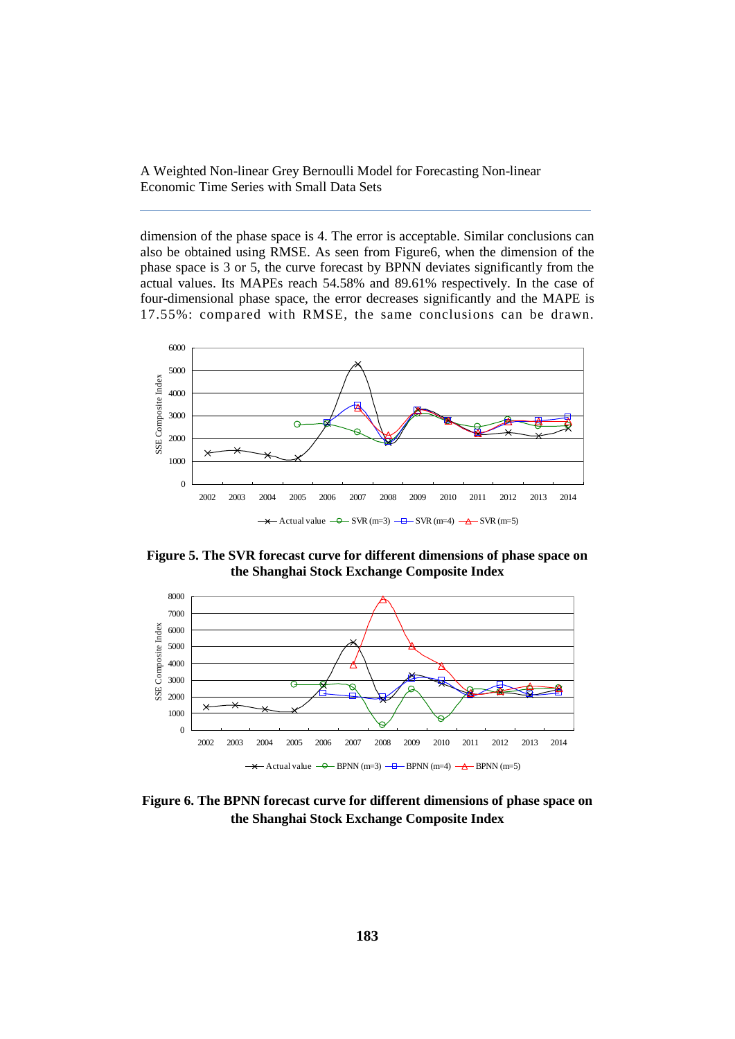dimension of the phase space is 4. The error is acceptable. Similar conclusions can also be obtained using RMSE. As seen from Figure6, when the dimension of the phase space is 3 or 5, the curve forecast by BPNN deviates significantly from the actual values. Its MAPEs reach 54.58% and 89.61% respectively. In the case of four-dimensional phase space, the error decreases significantly and the MAPE is 17.55%: compared with RMSE, the same conclusions can be drawn.

**Figure 5. The SVR forecast curve for different dimensions of phase space on the Shanghai Stock Exchange Composite Index**

**Figure 6. The BPNN forecast curve for different dimensions of phase space on the Shanghai Stock Exchange Composite Index**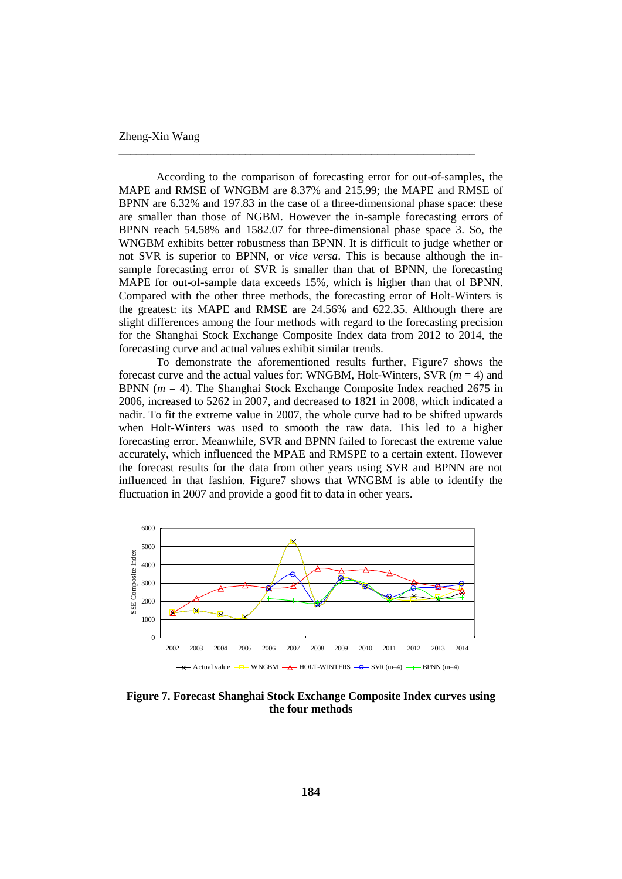According to the comparison of forecasting error for out-of-samples, the MAPE and RMSE of WNGBM are 8.37% and 215.99; the MAPE and RMSE of BPNN are 6.32% and 197.83 in the case of a three-dimensional phase space: these are smaller than those of NGBM. However the in-sample forecasting errors of BPNN reach 54.58% and 1582.07 for three-dimensional phase space 3. So, the WNGBM exhibits better robustness than BPNN. It is difficult to judge whether or not SVR is superior to BPNN, or *vice versa*. This is because although the in-sample forecasting error of SVR is smaller than that of BPNN, the forecasting MAPE for out-of-sample data exceeds 15%, which is higher than that of BPNN. Compared with the other three methods, the forecasting error of Holt-Winters is the greatest: its MAPE and RMSE are 24.56% and 622.35. Although there are slight differences among the four methods with regard to the forecasting precision for the Shanghai Stock Exchange Composite Index data from 2012 to 2014, the forecasting curve and actual values exhibit similar trends.

To demonstrate the aforementioned results further, Figure7 shows the forecast curve and the actual values for: WNGBM, Holt-Winters, SVR ($m$ = 4) and BPNN ($m$ = 4). The Shanghai Stock Exchange Composite Index reached 2675 in 2006, increased to 5262 in 2007, and decreased to 1821 in 2008, which indicated a nadir. To fit the extreme value in 2007, the whole curve had to be shifted upwards when Holt-Winters was used to smooth the raw data. This led to a higher forecasting error. Meanwhile, SVR and BPNN failed to forecast the extreme value accurately, which influenced the MPAE and RMSPE to a certain extent. However the forecast results for the data from other years using SVR and BPNN are not influenced in that fashion. Figure7 shows that WNGBM is able to identify the fluctuation in 2007 and provide a good fit to data in other years.

**Figure 7. Forecast Shanghai Stock Exchange Composite Index curves using the four methods**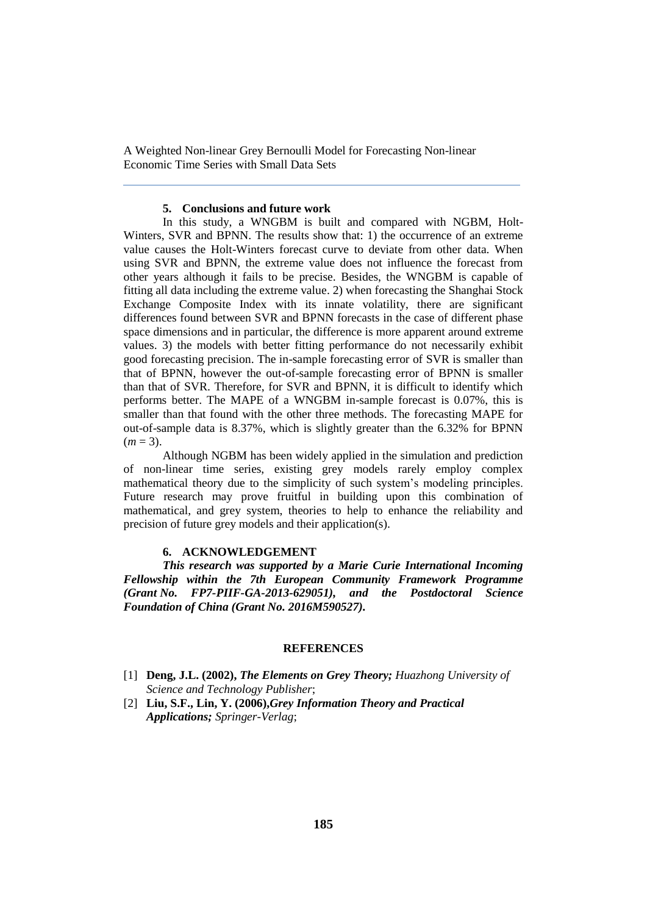## 5. Conclusions and future work

In this study, a WNGBM is built and compared with NGBM, Holt-Winters, SVR and BPNN. The results show that: 1) the occurrence of an extreme value causes the Holt-Winters forecast curve to deviate from other data. When using SVR and BPNN, the extreme value does not influence the forecast from other years although it fails to be precise. Besides, the WNGBM is capable of fitting all data including the extreme value. 2) when forecasting the Shanghai Stock Exchange Composite Index with its innate volatility, there are significant differences found between SVR and BPNN forecasts in the case of different phase space dimensions and in particular, the difference is more apparent around extreme values. 3) the models with better fitting performance do not necessarily exhibit good forecasting precision. The in-sample forecasting error of SVR is smaller than that of BPNN, however the out-of-sample forecasting error of BPNN is smaller than that of SVR. Therefore, for SVR and BPNN, it is difficult to identify which performs better. The MAPE of a WNGBM in-sample forecast is 0.07%, this is smaller than that found with the other three methods. The forecasting MAPE for out-of-sample data is 8.37%, which is slightly greater than the 6.32% for BPNN ($m = 3$).

Although NGBM has been widely applied in the simulation and prediction of non-linear time series, existing grey models rarely employ complex mathematical theory due to the simplicity of such system's modeling principles. Future research may prove fruitful in building upon this combination of mathematical, and grey system, theories to help to enhance the reliability and precision of future grey models and their application(s).

## 6. ACKNOWLEDGEMENT

***This research was supported by a Marie Curie International Incoming Fellowship within the 7th European Community Framework Programme (Grant No. FP7-PIIF-GA-2013-629051), and the Postdoctoral Science Foundation of China (Grant No. 2016M590527).***

## REFERENCES

[1] **Deng, J.L. (2002),** ***The Elements on Grey Theory;*** *Huazhong University of Science and Technology Publisher*;

[2] **Liu, S.F., Lin, Y. (2006),*Grey Information Theory and Practical Applications;*** *Springer-Verlag*;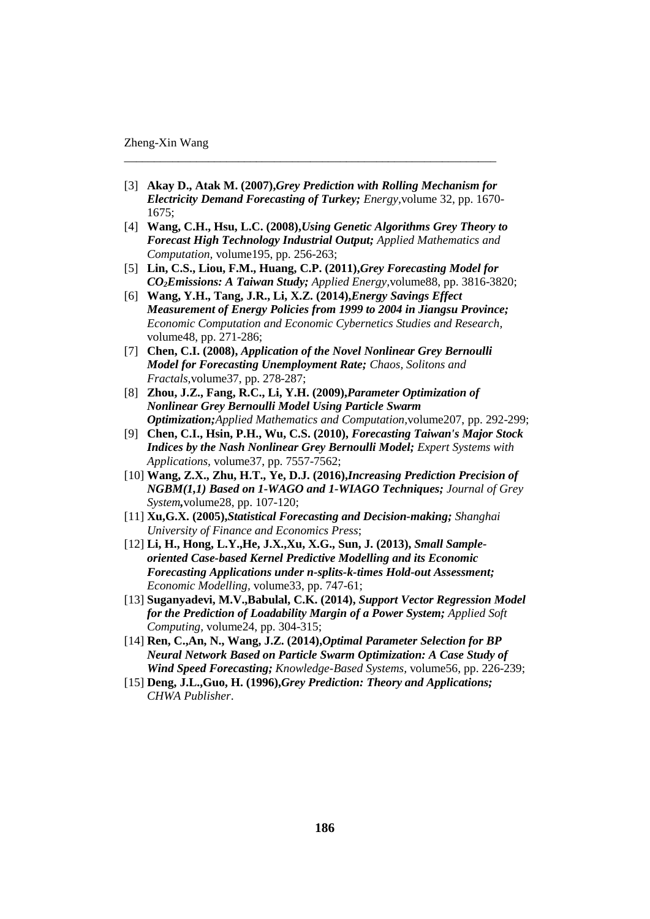[3] **Akay D., Atak M. (2007),*Grey Prediction with Rolling Mechanism for Electricity Demand Forecasting of Turkey;*** *Energy*,volume 32, pp. 1670-1675;

[4] **Wang, C.H., Hsu, L.C. (2008),*Using Genetic Algorithms Grey Theory to Forecast High Technology Industrial Output;*** *Applied Mathematics and Computation,* volume195, pp. 256-263;

[5] **Lin, C.S., Liou, F.M., Huang, C.P. (2011),*Grey Forecasting Model for $CO_2$Emissions: A Taiwan Study;*** *Applied Energy*,volume88, pp. 3816-3820;

[6] **Wang, Y.H., Tang, J.R., Li, X.Z. (2014),*Energy Savings Effect Measurement of Energy Policies from 1999 to 2004 in Jiangsu Province;*** *Economic Computation and Economic Cybernetics Studies and Research,* volume48, pp. 271-286;

[7] **Chen, C.I. (2008), *Application of the Novel Nonlinear Grey Bernoulli Model for Forecasting Unemployment Rate;*** *Chaos, Solitons and Fractals,*volume37, pp. 278-287;

[8] **Zhou, J.Z., Fang, R.C., Li, Y.H. (2009),*Parameter Optimization of Nonlinear Grey Bernoulli Model Using Particle Swarm Optimization;*** *Applied Mathematics and Computation*,volume207, pp. 292-299;

[9] **Chen, C.I., Hsin, P.H., Wu, C.S. (2010), *Forecasting Taiwan's Major Stock Indices by the Nash Nonlinear Grey Bernoulli Model;*** *Expert Systems with Applications*, volume37, pp. 7557-7562;

[10] **Wang, Z.X., Zhu, H.T., Ye, D.J. (2016),*Increasing Prediction Precision of NGBM(1,1) Based on 1-WAGO and 1-WIAGO Techniques;*** *Journal of Grey System***,**volume28, pp. 107-120;

[11] **Xu,G.X. (2005),*Statistical Forecasting and Decision-making;*** *Shanghai University of Finance and Economics Press*;

[12] **Li, H., Hong, L.Y.,He, J.X.,Xu, X.G., Sun, J. (2013), *Small Sample-oriented Case-based Kernel Predictive Modelling and its Economic Forecasting Applications under n-splits-k-times Hold-out Assessment;*** *Economic Modelling,* volume33, pp. 747-61;

[13] **Suganyadevi, M.V.,Babulal, C.K. (2014), *Support Vector Regression Model for the Prediction of Loadability Margin of a Power System;*** *Applied Soft Computing,* volume24, pp. 304-315;

[14] **Ren, C.,An, N., Wang, J.Z. (2014),*Optimal Parameter Selection for BP Neural Network Based on Particle Swarm Optimization: A Case Study of Wind Speed Forecasting;*** *Knowledge-Based Systems,* volume56, pp. 226-239;

[15] **Deng, J.L.,Guo, H. (1996),*Grey Prediction: Theory and Applications;*** *CHWA Publisher*.